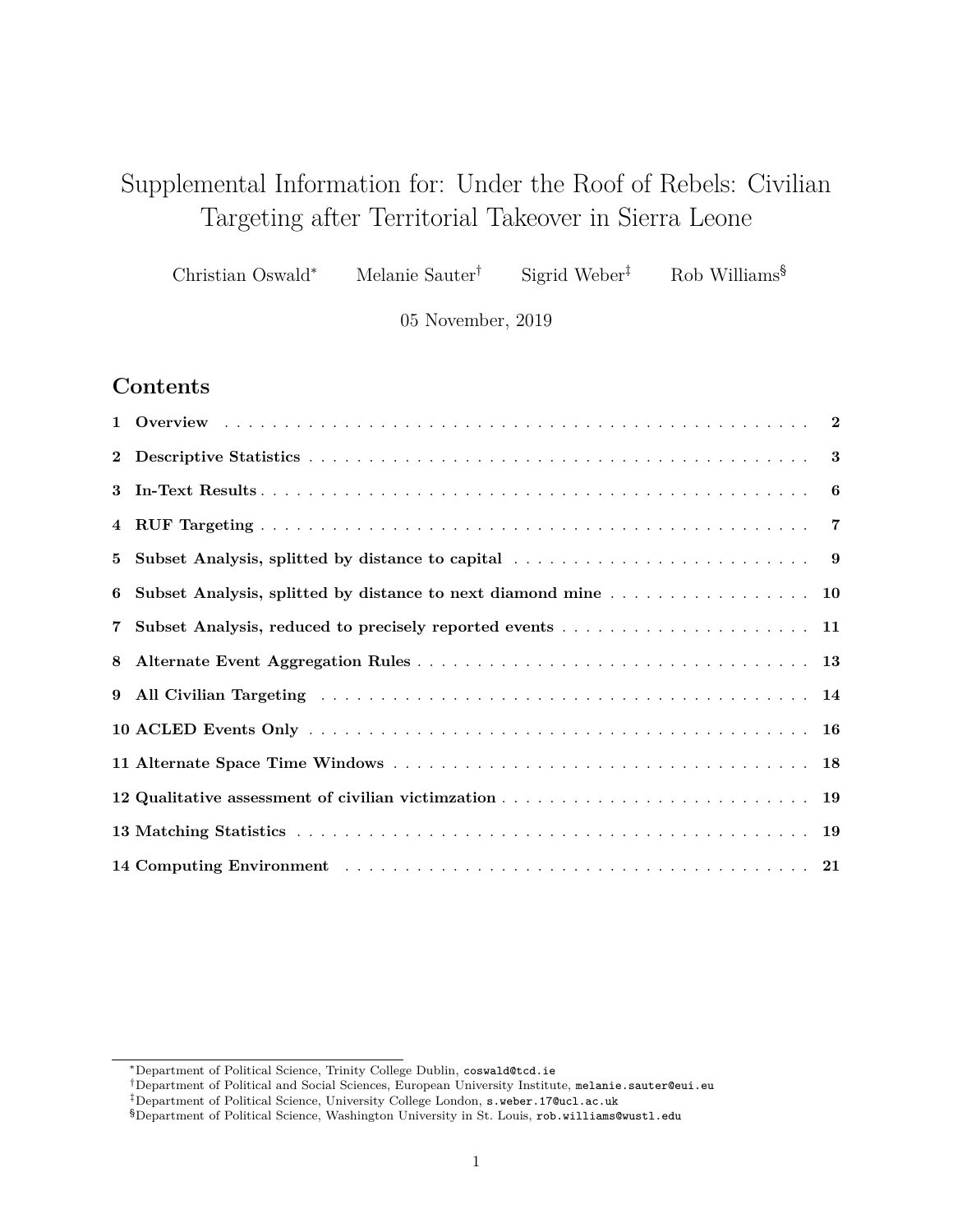# Supplemental Information for: Under the Roof of Rebels: Civilian Targeting after Territorial Takeover in Sierra Leone

Christian Oswald[*] Melanie Sauter[†] Sigrid Weber[‡] Rob Williams[§]

05 November, 2019

## Contents

1 Overview . . . . . . . . . . . . . . . . . . . . . . . . . . . . . . . . . . . . . . . . . . . . . 2

2 Descriptive Statistics . . . . . . . . . . . . . . . . . . . . . . . . . . . . . . . . . . . . . . 3

3 In-Text Results . . . . . . . . . . . . . . . . . . . . . . . . . . . . . . . . . . . . . . . . . 6

4 RUF Targeting . . . . . . . . . . . . . . . . . . . . . . . . . . . . . . . . . . . . . . . . . 7

5 Subset Analysis, splitted by distance to capital . . . . . . . . . . . . . . . . . . . . . . . . 9

6 Subset Analysis, splitted by distance to next diamond mine . . . . . . . . . . . . . . . . . 10

7 Subset Analysis, reduced to precisely reported events . . . . . . . . . . . . . . . . . . . . 11

8 Alternate Event Aggregation Rules . . . . . . . . . . . . . . . . . . . . . . . . . . . . . . 13

9 All Civilian Targeting . . . . . . . . . . . . . . . . . . . . . . . . . . . . . . . . . . . . . 14

10 ACLED Events Only . . . . . . . . . . . . . . . . . . . . . . . . . . . . . . . . . . . . . 16

11 Alternate Space Time Windows . . . . . . . . . . . . . . . . . . . . . . . . . . . . . . . 18

12 Qualitative assessment of civilian victimzation . . . . . . . . . . . . . . . . . . . . . . . 19

13 Matching Statistics . . . . . . . . . . . . . . . . . . . . . . . . . . . . . . . . . . . . . . 19

14 Computing Environment . . . . . . . . . . . . . . . . . . . . . . . . . . . . . . . . . . . 21

---

[*] Department of Political Science, Trinity College Dublin, coswald@tcd.ie

[†] Department of Political and Social Sciences, European University Institute, melanie.sauter@eui.eu

[‡] Department of Political Science, University College London, s.weber.17@ucl.ac.uk

[§] Department of Political Science, Washington University in St. Louis, rob.williams@wustl.edu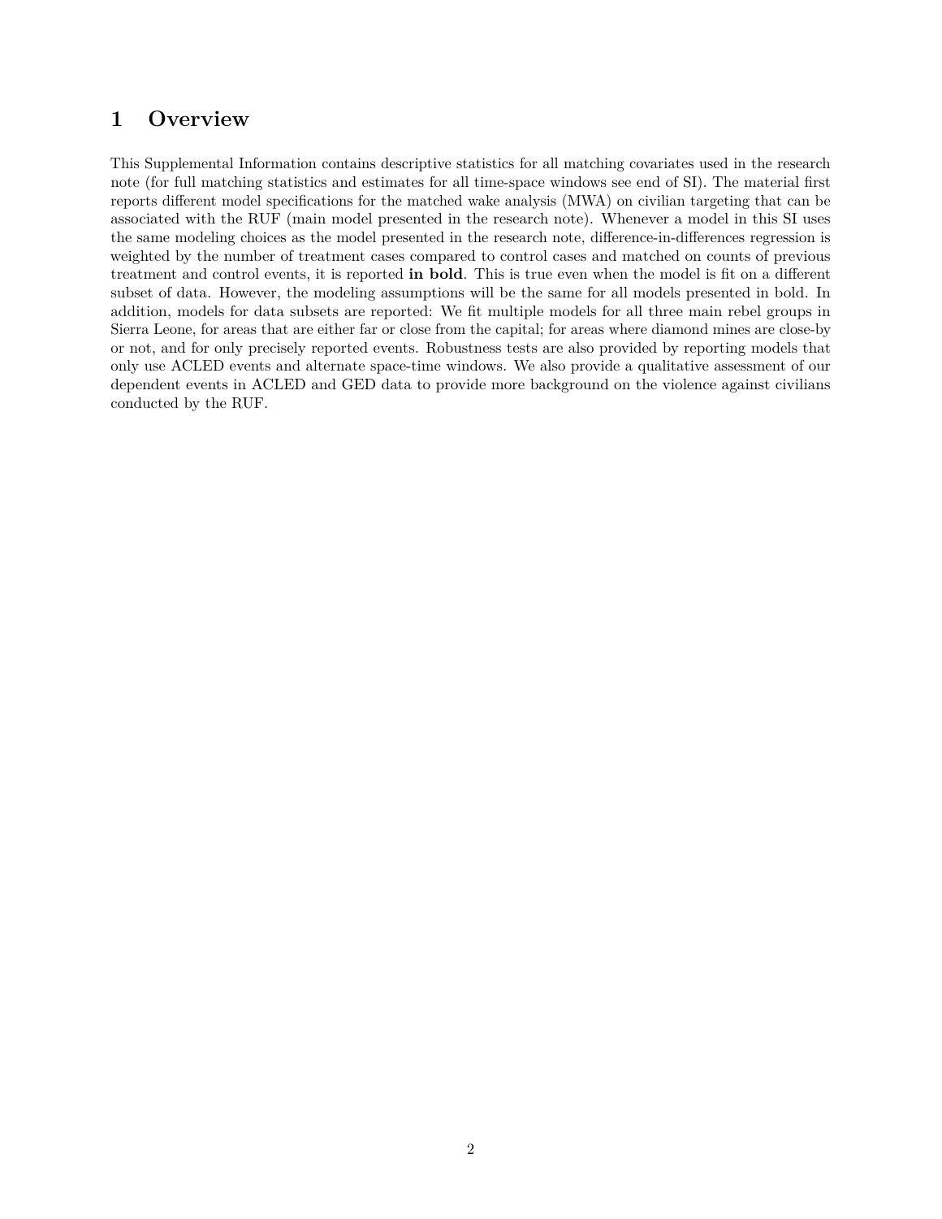# 1 Overview

This Supplemental Information contains descriptive statistics for all matching covariates used in the research note (for full matching statistics and estimates for all time-space windows see end of SI). The material first reports different model specifications for the matched wake analysis (MWA) on civilian targeting that can be associated with the RUF (main model presented in the research note). Whenever a model in this SI uses the same modeling choices as the model presented in the research note, difference-in-differences regression is weighted by the number of treatment cases compared to control cases and matched on counts of previous treatment and control events, it is reported **in bold**. This is true even when the model is fit on a different subset of data. However, the modeling assumptions will be the same for all models presented in bold. In addition, models for data subsets are reported: We fit multiple models for all three main rebel groups in Sierra Leone, for areas that are either far or close from the capital; for areas where diamond mines are close-by or not, and for only precisely reported events. Robustness tests are also provided by reporting models that only use ACLED events and alternate space-time windows. We also provide a qualitative assessment of our dependent events in ACLED and GED data to provide more background on the violence against civilians conducted by the RUF.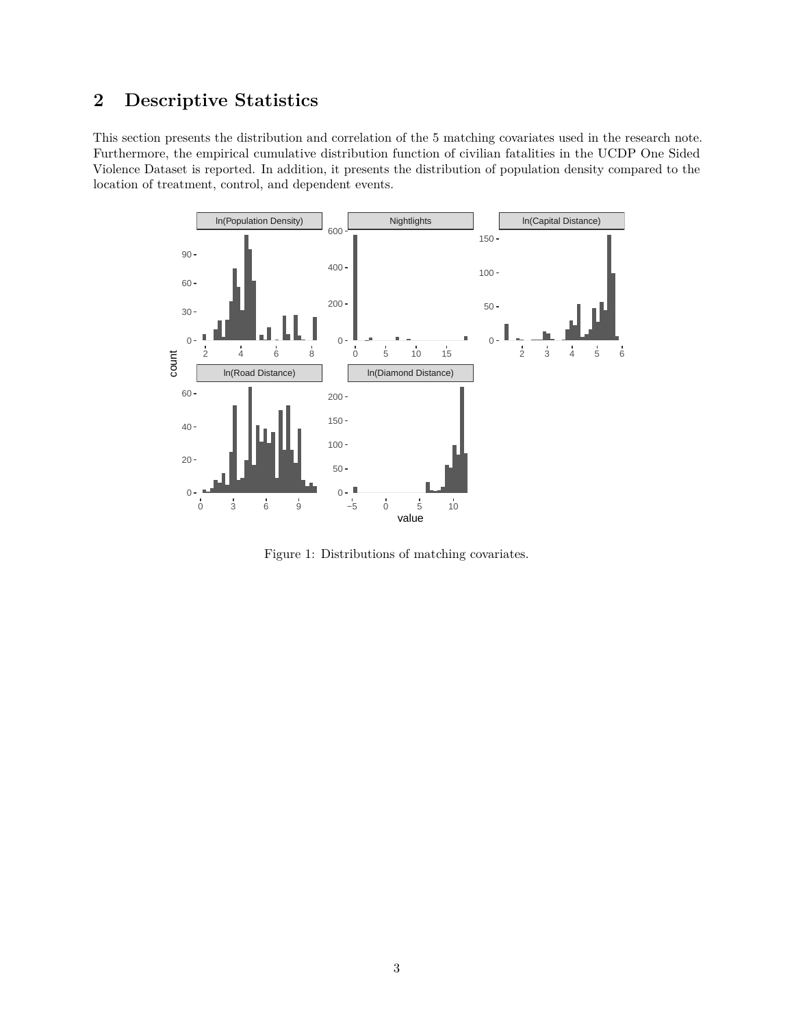## 2 Descriptive Statistics

This section presents the distribution and correlation of the 5 matching covariates used in the research note. Furthermore, the empirical cumulative distribution function of civilian fatalities in the UCDP One Sided Violence Dataset is reported. In addition, it presents the distribution of population density compared to the location of treatment, control, and dependent events.

Figure 1: Distributions of matching covariates.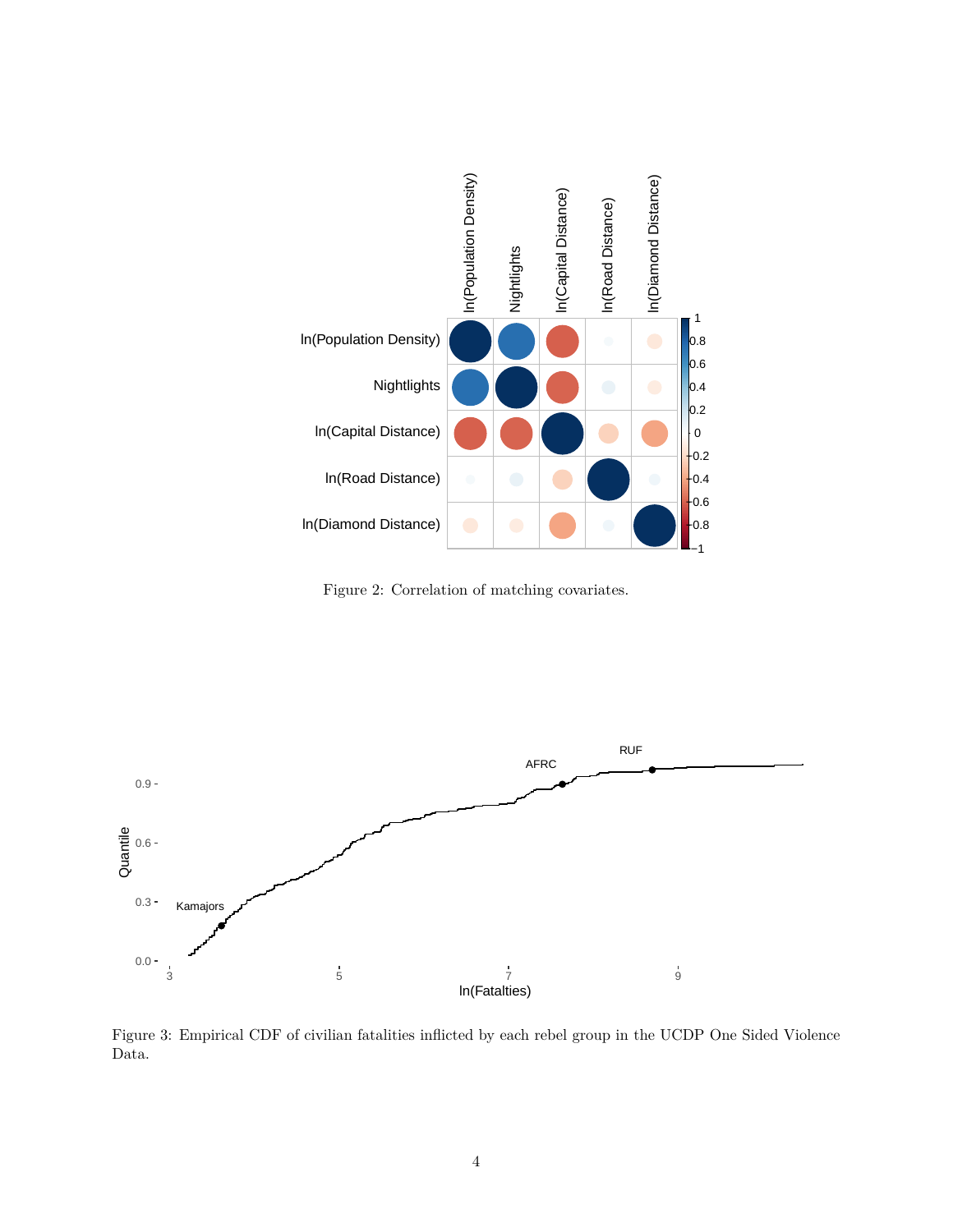Figure 2: Correlation of matching covariates.

Figure 3: Empirical CDF of civilian fatalities inflicted by each rebel group in the UCDP One Sided Violence Data.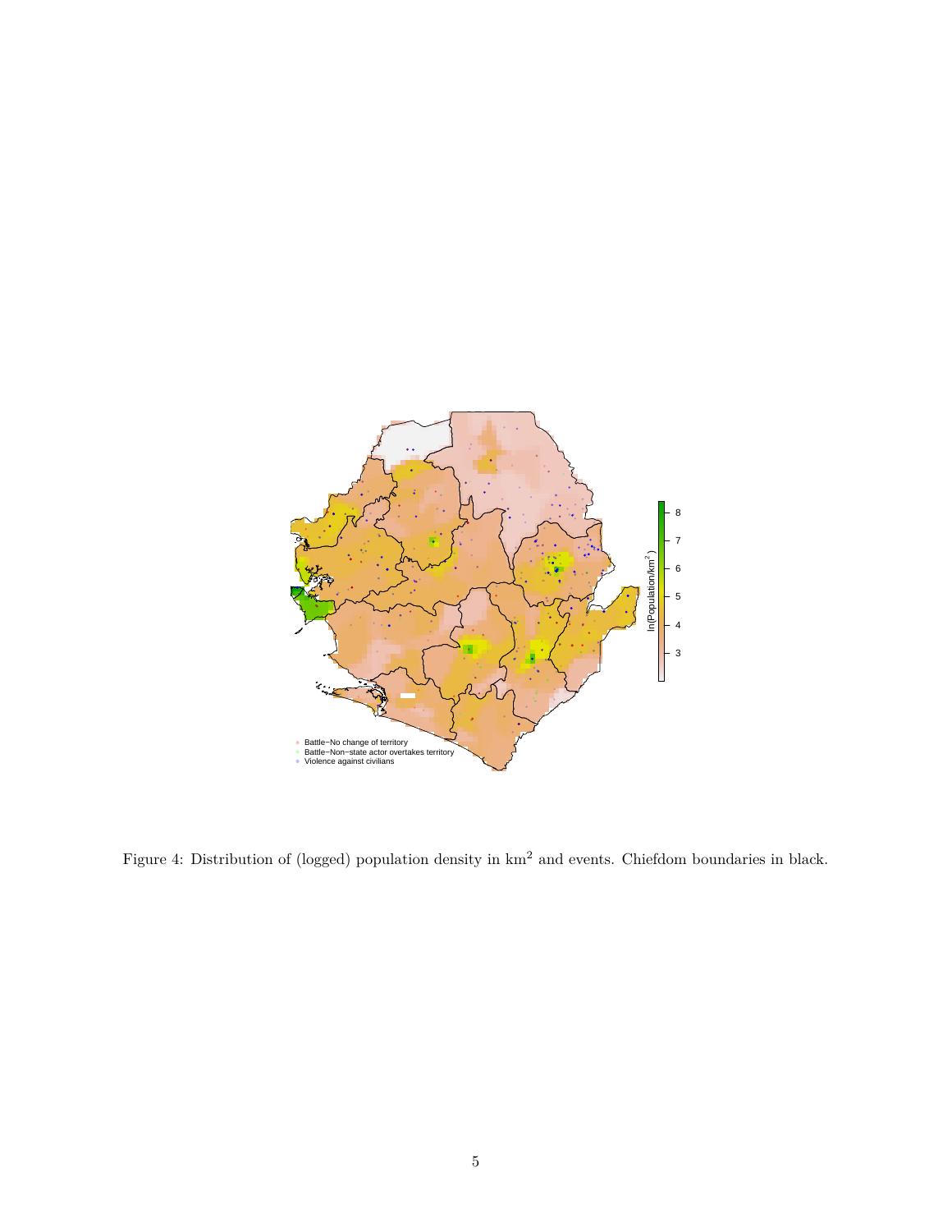Figure 4: Distribution of (logged) population density in $\text{km}^2$ and events. Chiefdom boundaries in black.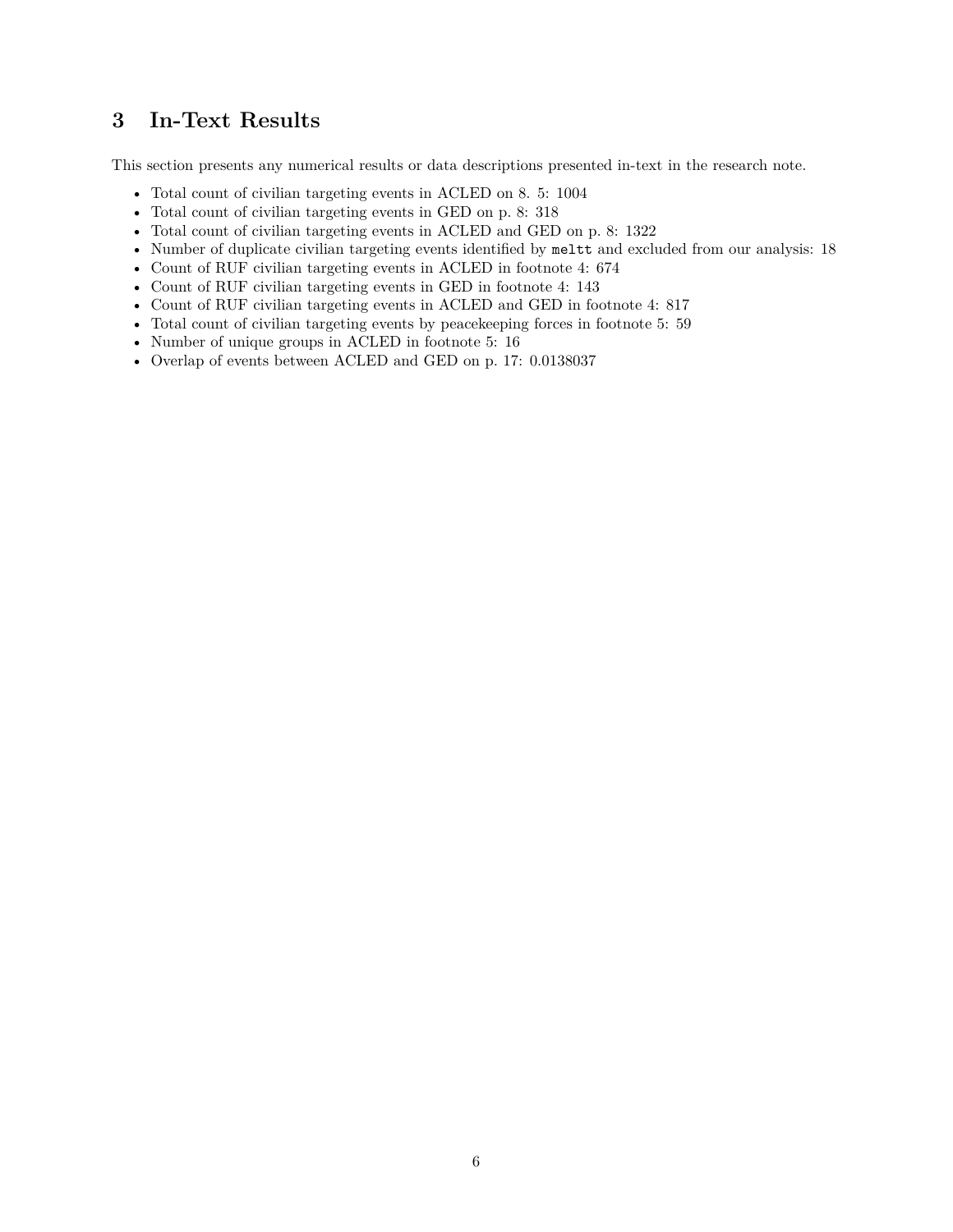## 3 In-Text Results

This section presents any numerical results or data descriptions presented in-text in the research note.

- Total count of civilian targeting events in ACLED on 8. 5: 1004
- Total count of civilian targeting events in GED on p. 8: 318
- Total count of civilian targeting events in ACLED and GED on p. 8: 1322
- Number of duplicate civilian targeting events identified by `meltt` and excluded from our analysis: 18
- Count of RUF civilian targeting events in ACLED in footnote 4: 674
- Count of RUF civilian targeting events in GED in footnote 4: 143
- Count of RUF civilian targeting events in ACLED and GED in footnote 4: 817
- Total count of civilian targeting events by peacekeeping forces in footnote 5: 59
- Number of unique groups in ACLED in footnote 5: 16
- Overlap of events between ACLED and GED on p. 17: 0.0138037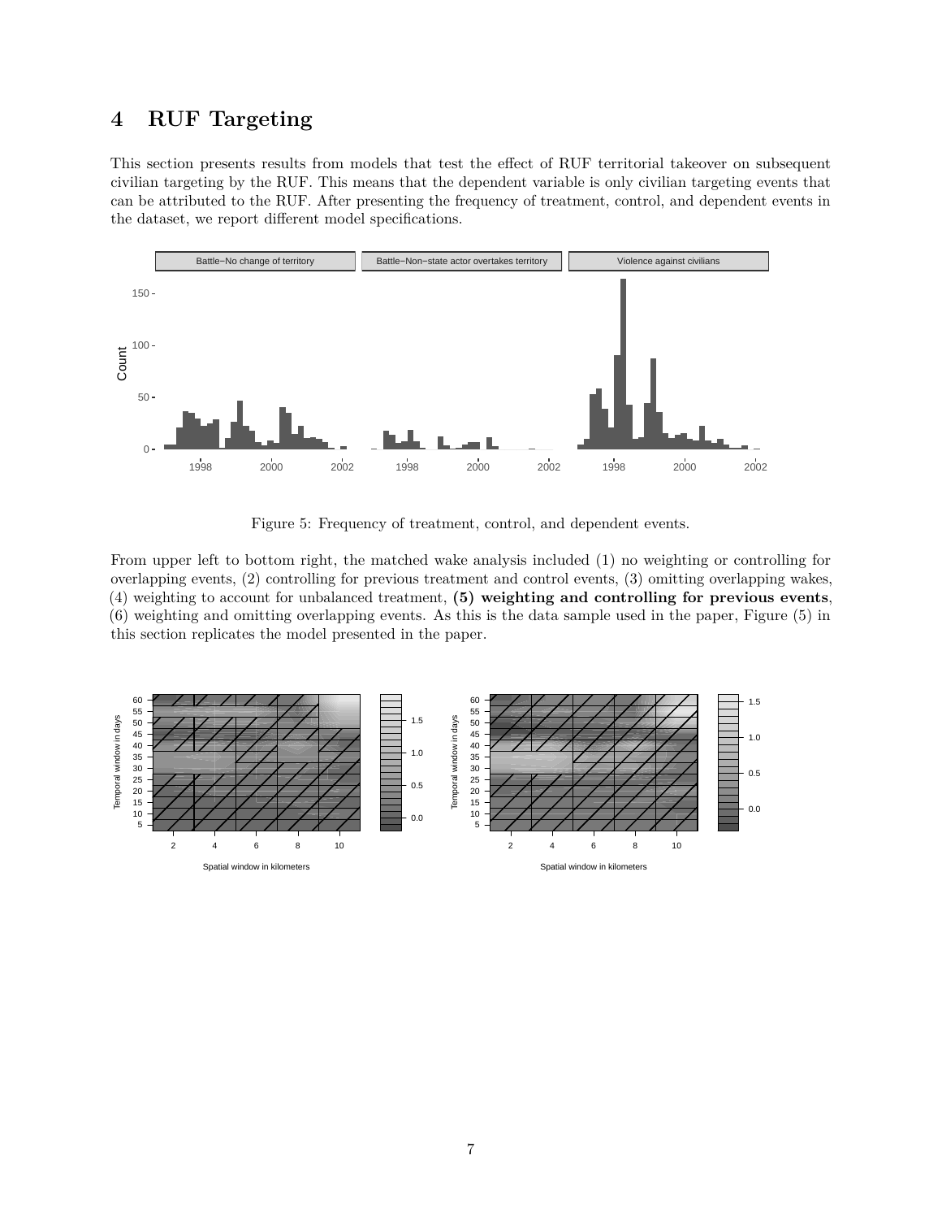# 4 RUF Targeting

This section presents results from models that test the effect of RUF territorial takeover on subsequent civilian targeting by the RUF. This means that the dependent variable is only civilian targeting events that can be attributed to the RUF. After presenting the frequency of treatment, control, and dependent events in the dataset, we report different model specifications.

Figure 5: Frequency of treatment, control, and dependent events.

From upper left to bottom right, the matched wake analysis included (1) no weighting or controlling for overlapping events, (2) controlling for previous treatment and control events, (3) omitting overlapping wakes, (4) weighting to account for unbalanced treatment, **(5) weighting and controlling for previous events**, (6) weighting and omitting overlapping events. As this is the data sample used in the paper, Figure (5) in this section replicates the model presented in the paper.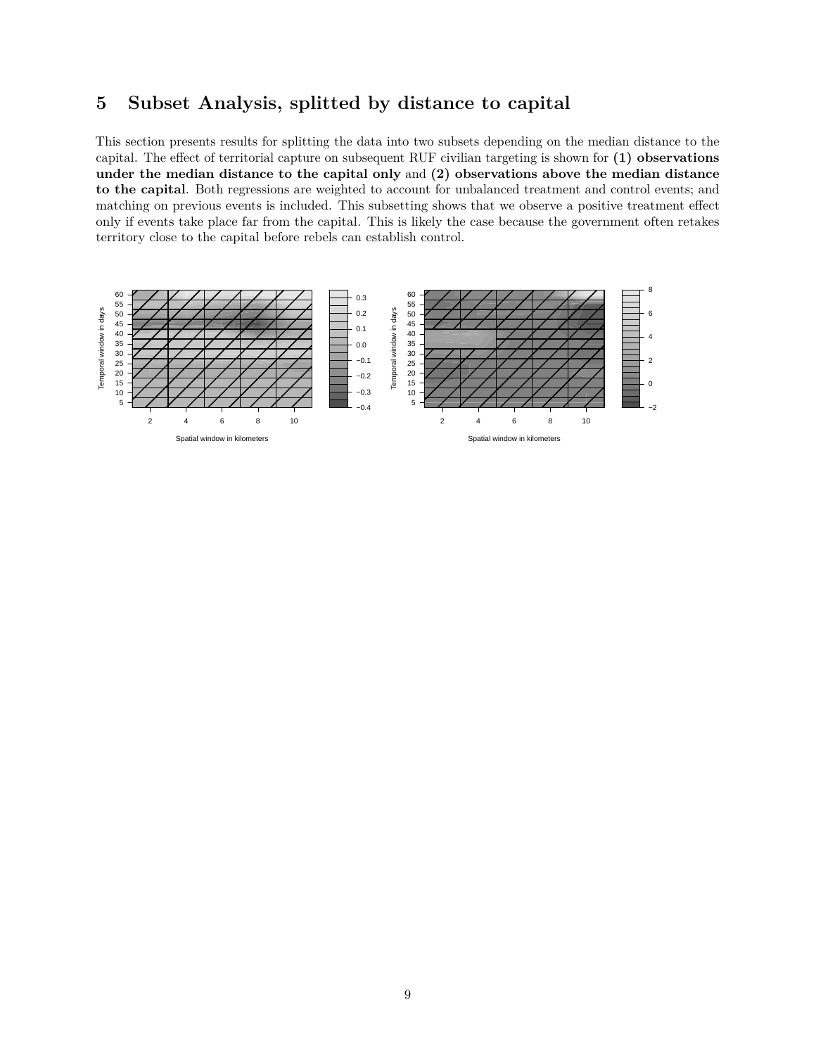# 5 Subset Analysis, splitted by distance to capital

This section presents results for splitting the data into two subsets depending on the median distance to the capital. The effect of territorial capture on subsequent RUF civilian targeting is shown for **(1) observations under the median distance to the capital only** and **(2) observations above the median distance to the capital**. Both regressions are weighted to account for unbalanced treatment and control events; and matching on previous events is included. This subsetting shows that we observe a positive treatment effect only if events take place far from the capital. This is likely the case because the government often retakes territory close to the capital before rebels can establish control.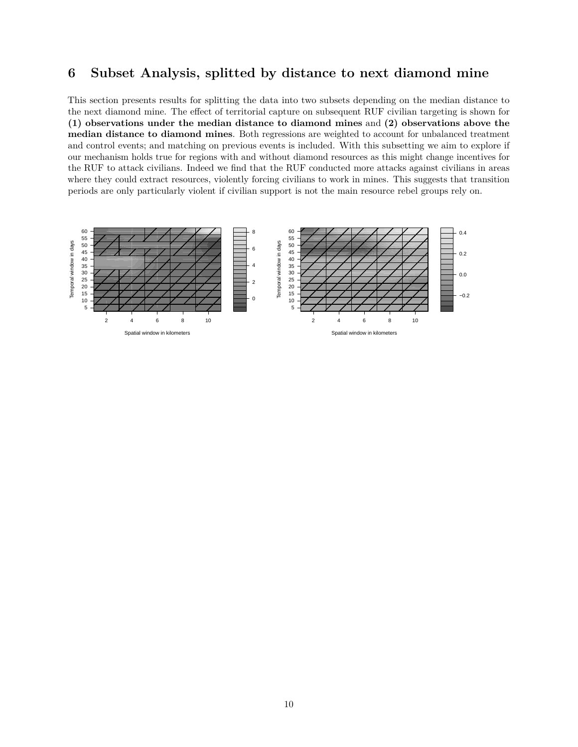# 6 Subset Analysis, splitted by distance to next diamond mine

This section presents results for splitting the data into two subsets depending on the median distance to the next diamond mine. The effect of territorial capture on subsequent RUF civilian targeting is shown for **(1) observations under the median distance to diamond mines** and **(2) observations above the median distance to diamond mines**. Both regressions are weighted to account for unbalanced treatment and control events; and matching on previous events is included. With this subsetting we aim to explore if our mechanism holds true for regions with and without diamond resources as this might change incentives for the RUF to attack civilians. Indeed we find that the RUF conducted more attacks against civilians in areas where they could extract resources, violently forcing civilians to work in mines. This suggests that transition periods are only particularly violent if civilian support is not the main resource rebel groups rely on.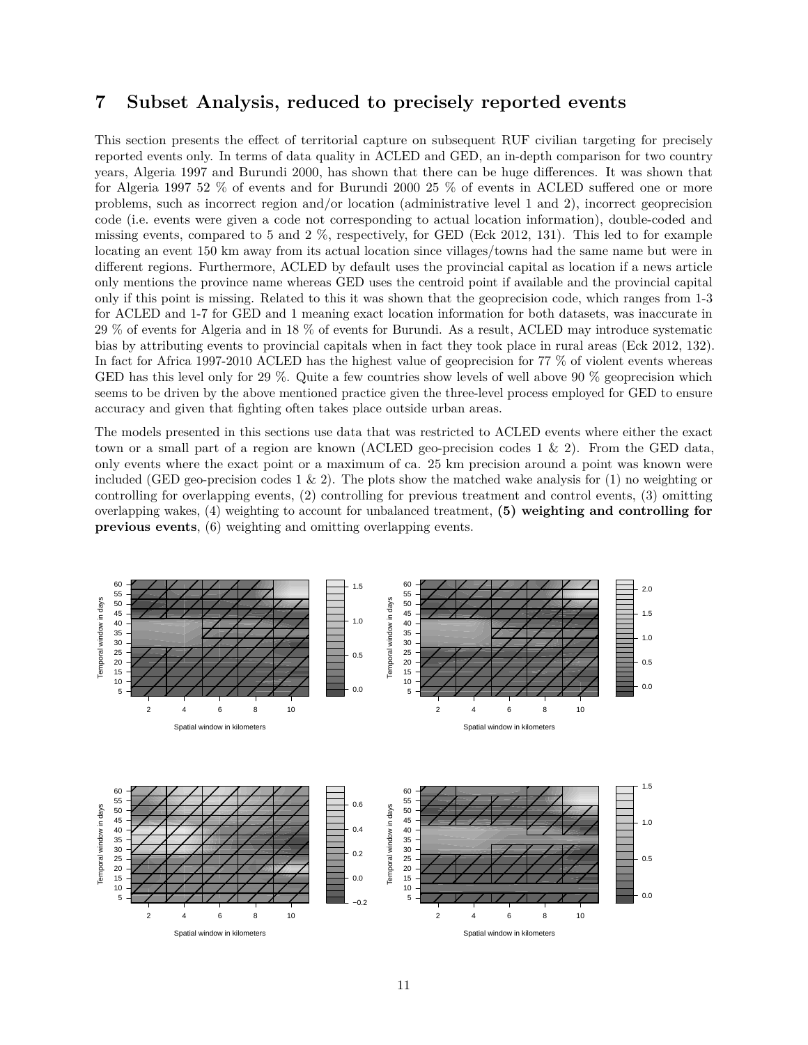# 7 Subset Analysis, reduced to precisely reported events

This section presents the effect of territorial capture on subsequent RUF civilian targeting for precisely reported events only. In terms of data quality in ACLED and GED, an in-depth comparison for two country years, Algeria 1997 and Burundi 2000, has shown that there can be huge differences. It was shown that for Algeria 1997 52 % of events and for Burundi 2000 25 % of events in ACLED suffered one or more problems, such as incorrect region and/or location (administrative level 1 and 2), incorrect geoprecision code (i.e. events were given a code not corresponding to actual location information), double-coded and missing events, compared to 5 and 2 %, respectively, for GED (Eck 2012, 131). This led to for example locating an event 150 km away from its actual location since villages/towns had the same name but were in different regions. Furthermore, ACLED by default uses the provincial capital as location if a news article only mentions the province name whereas GED uses the centroid point if available and the provincial capital only if this point is missing. Related to this it was shown that the geoprecision code, which ranges from 1-3 for ACLED and 1-7 for GED and 1 meaning exact location information for both datasets, was inaccurate in 29 % of events for Algeria and in 18 % of events for Burundi. As a result, ACLED may introduce systematic bias by attributing events to provincial capitals when in fact they took place in rural areas (Eck 2012, 132). In fact for Africa 1997-2010 ACLED has the highest value of geoprecision for 77 % of violent events whereas GED has this level only for 29 %. Quite a few countries show levels of well above 90 % geoprecision which seems to be driven by the above mentioned practice given the three-level process employed for GED to ensure accuracy and given that fighting often takes place outside urban areas.

The models presented in this sections use data that was restricted to ACLED events where either the exact town or a small part of a region are known (ACLED geo-precision codes 1 & 2). From the GED data, only events where the exact point or a maximum of ca. 25 km precision around a point was known were included (GED geo-precision codes 1 & 2). The plots show the matched wake analysis for (1) no weighting or controlling for overlapping events, (2) controlling for previous treatment and control events, (3) omitting overlapping wakes, (4) weighting to account for unbalanced treatment, **(5) weighting and controlling for previous events**, (6) weighting and omitting overlapping events.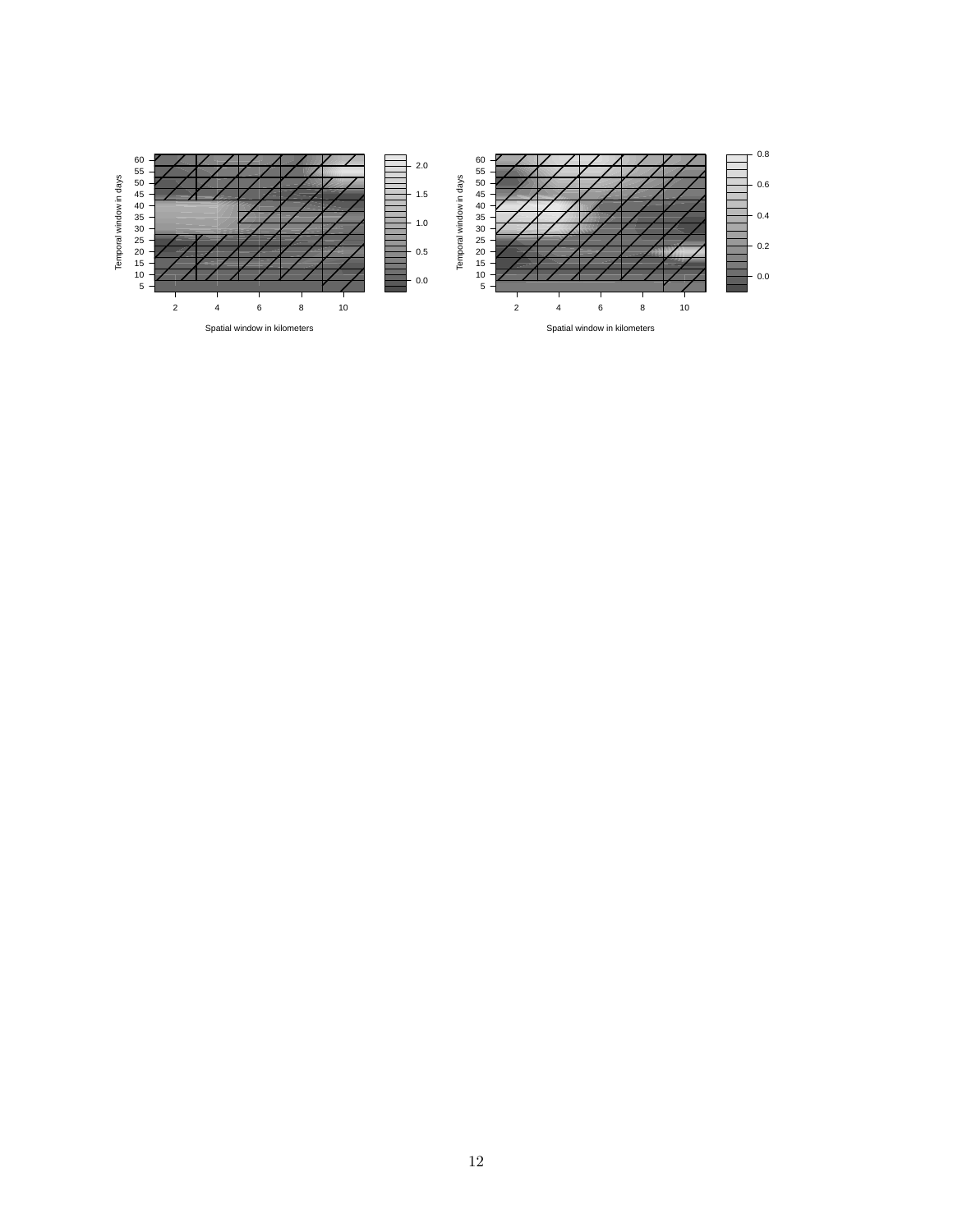Temporal window in days

Spatial window in kilometers

Temporal window in days

Spatial window in kilometers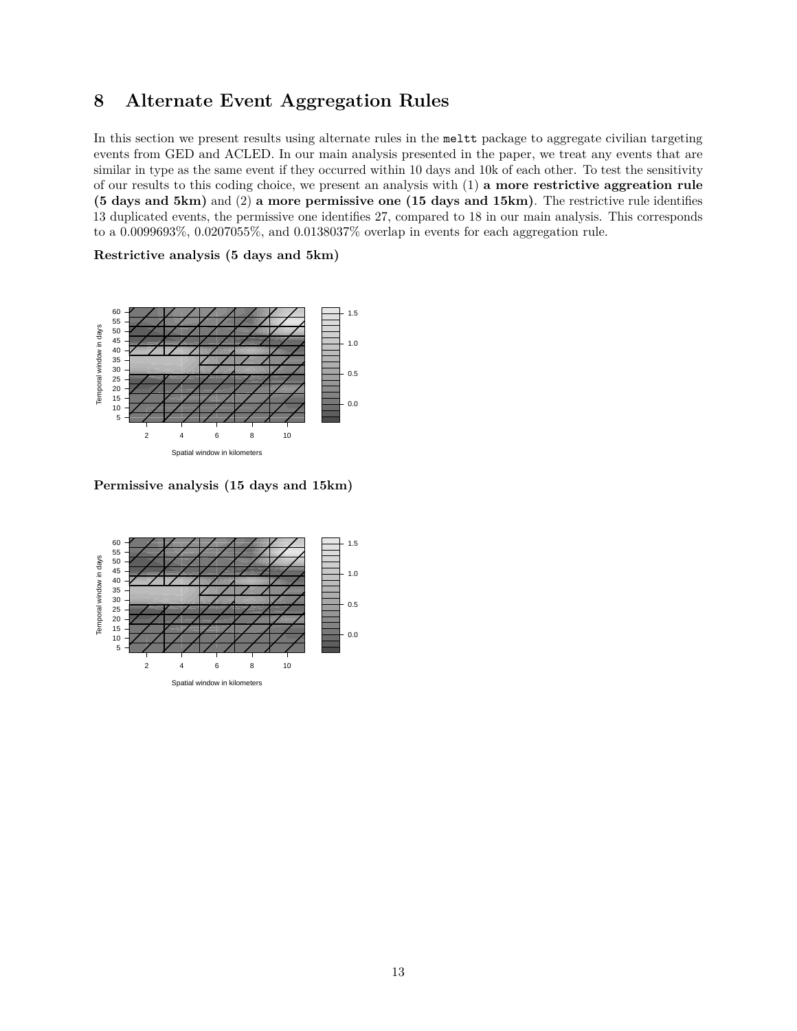# 8 Alternate Event Aggregation Rules

In this section we present results using alternate rules in the `meltt` package to aggregate civilian targeting events from GED and ACLED. In our main analysis presented in the paper, we treat any events that are similar in type as the same event if they occurred within 10 days and 10k of each other. To test the sensitivity of our results to this coding choice, we present an analysis with (1) **a more restrictive aggreation rule (5 days and 5km)** and (2) **a more permissive one (15 days and 15km)**. The restrictive rule identifies 13 duplicated events, the permissive one identifies 27, compared to 18 in our main analysis. This corresponds to a 0.0099693%, 0.0207055%, and 0.0138037% overlap in events for each aggregation rule.

**Restrictive analysis (5 days and 5km)**

**Permissive analysis (15 days and 15km)**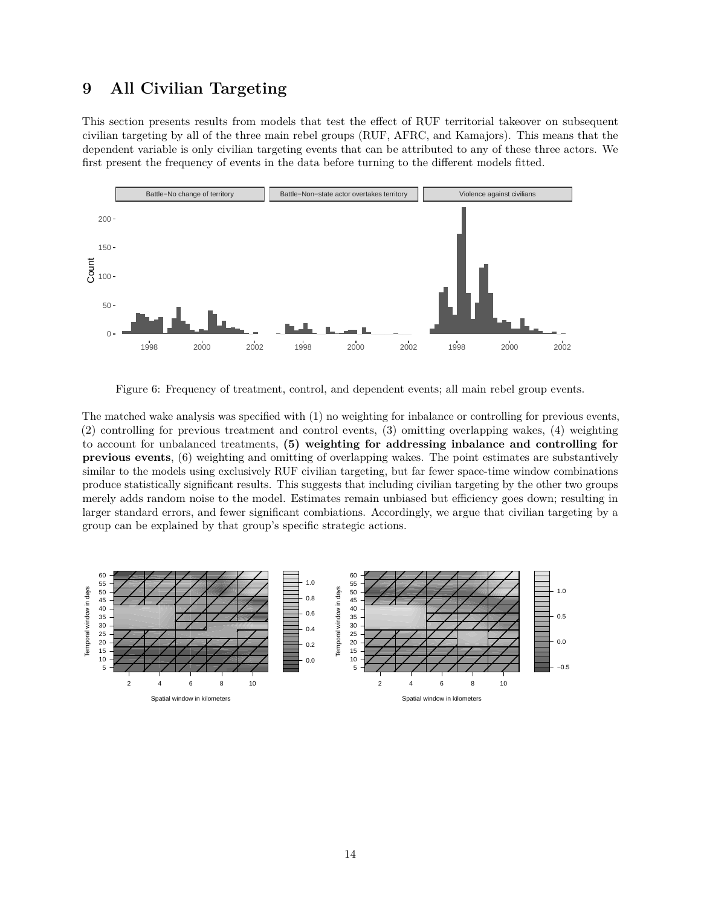# 9 All Civilian Targeting

This section presents results from models that test the effect of RUF territorial takeover on subsequent civilian targeting by all of the three main rebel groups (RUF, AFRC, and Kamajors). This means that the dependent variable is only civilian targeting events that can be attributed to any of these three actors. We first present the frequency of events in the data before turning to the different models fitted.

Figure 6: Frequency of treatment, control, and dependent events; all main rebel group events.

The matched wake analysis was specified with (1) no weighting for inbalance or controlling for previous events, (2) controlling for previous treatment and control events, (3) omitting overlapping wakes, (4) weighting to account for unbalanced treatments, **(5) weighting for addressing inbalance and controlling for previous events**, (6) weighting and omitting of overlapping wakes. The point estimates are substantively similar to the models using exclusively RUF civilian targeting, but far fewer space-time window combinations produce statistically significant results. This suggests that including civilian targeting by the other two groups merely adds random noise to the model. Estimates remain unbiased but efficiency goes down; resulting in larger standard errors, and fewer significant combiations. Accordingly, we argue that civilian targeting by a group can be explained by that group's specific strategic actions.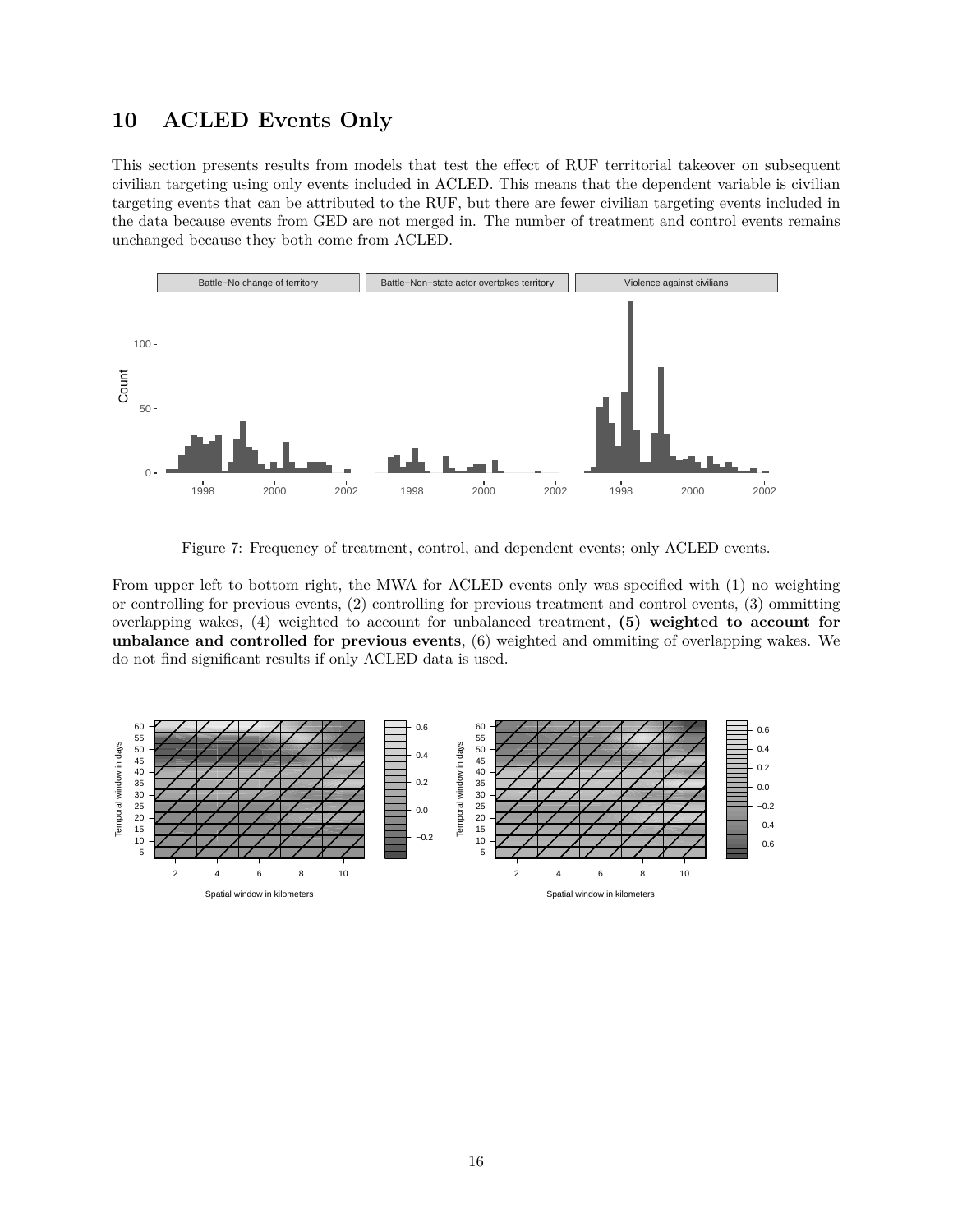# 10 ACLED Events Only

This section presents results from models that test the effect of RUF territorial takeover on subsequent civilian targeting using only events included in ACLED. This means that the dependent variable is civilian targeting events that can be attributed to the RUF, but there are fewer civilian targeting events included in the data because events from GED are not merged in. The number of treatment and control events remains unchanged because they both come from ACLED.

Figure 7: Frequency of treatment, control, and dependent events; only ACLED events.

From upper left to bottom right, the MWA for ACLED events only was specified with (1) no weighting or controlling for previous events, (2) controlling for previous treatment and control events, (3) ommitting overlapping wakes, (4) weighted to account for unbalanced treatment, **(5) weighted to account for unbalance and controlled for previous events**, (6) weighted and ommiting of overlapping wakes. We do not find significant results if only ACLED data is used.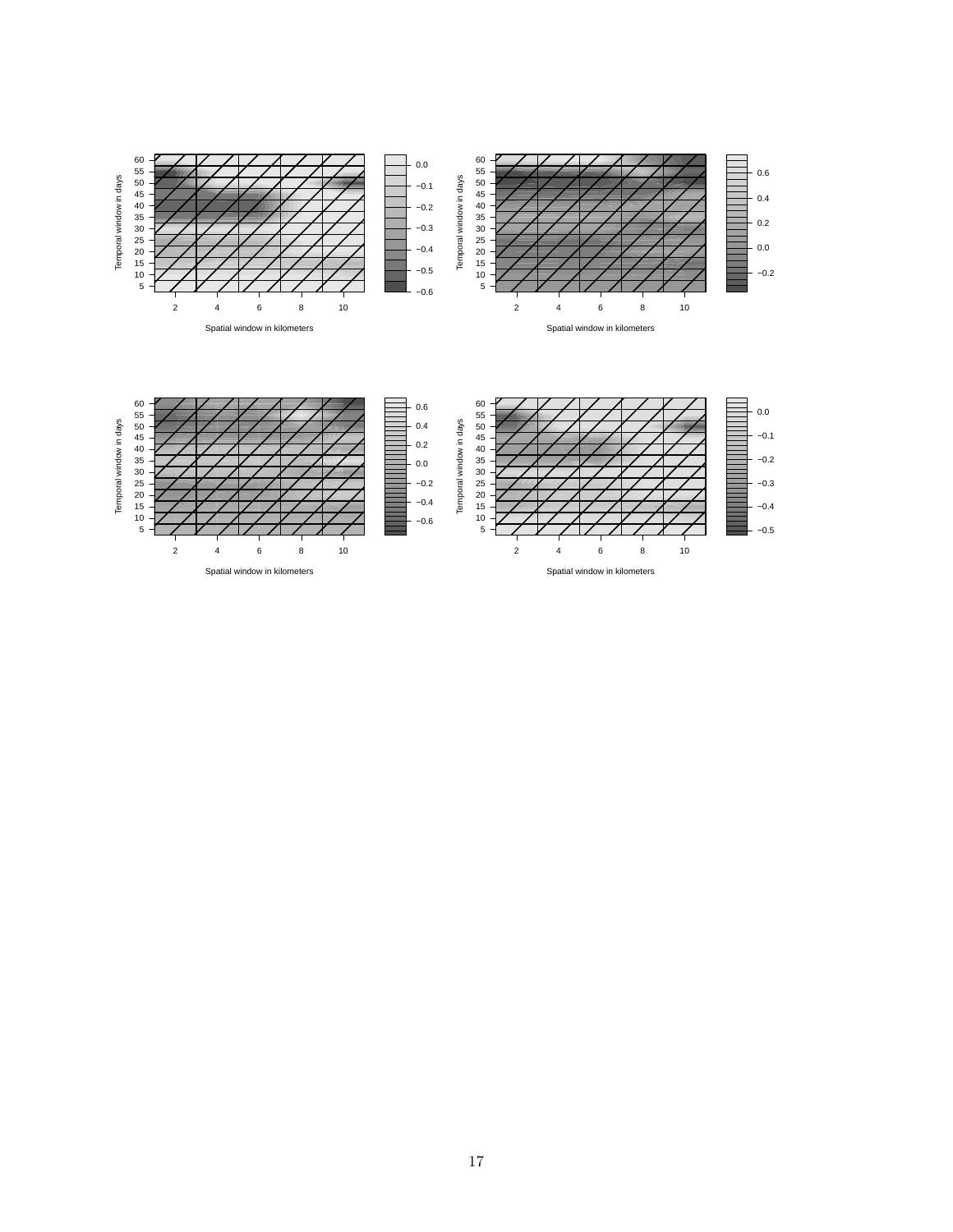Temporal window in days

Spatial window in kilometers

Temporal window in days

Spatial window in kilometers

Temporal window in days

Spatial window in kilometers

Temporal window in days

Spatial window in kilometers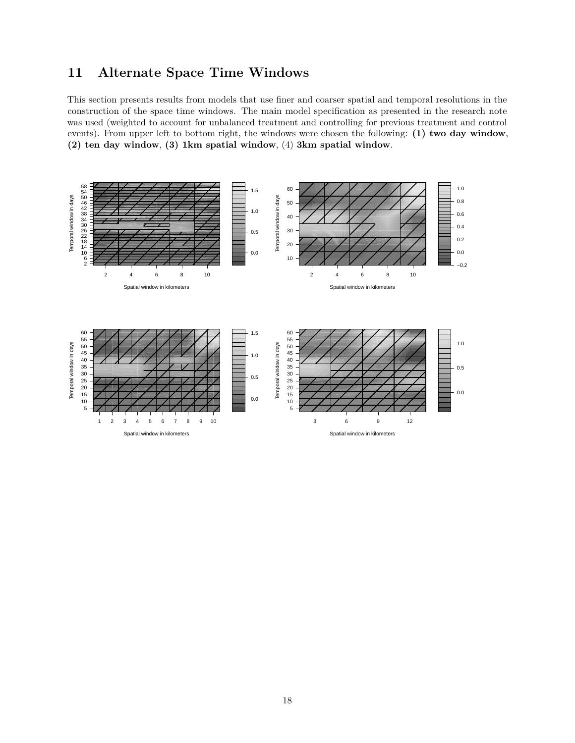# 11 Alternate Space Time Windows

This section presents results from models that use finer and coarser spatial and temporal resolutions in the construction of the space time windows. The main model specification as presented in the research note was used (weighted to account for unbalanced treatment and controlling for previous treatment and control events). From upper left to bottom right, the windows were chosen the following: **(1) two day window**, **(2) ten day window**, **(3) 1km spatial window**, (4) **3km spatial window**.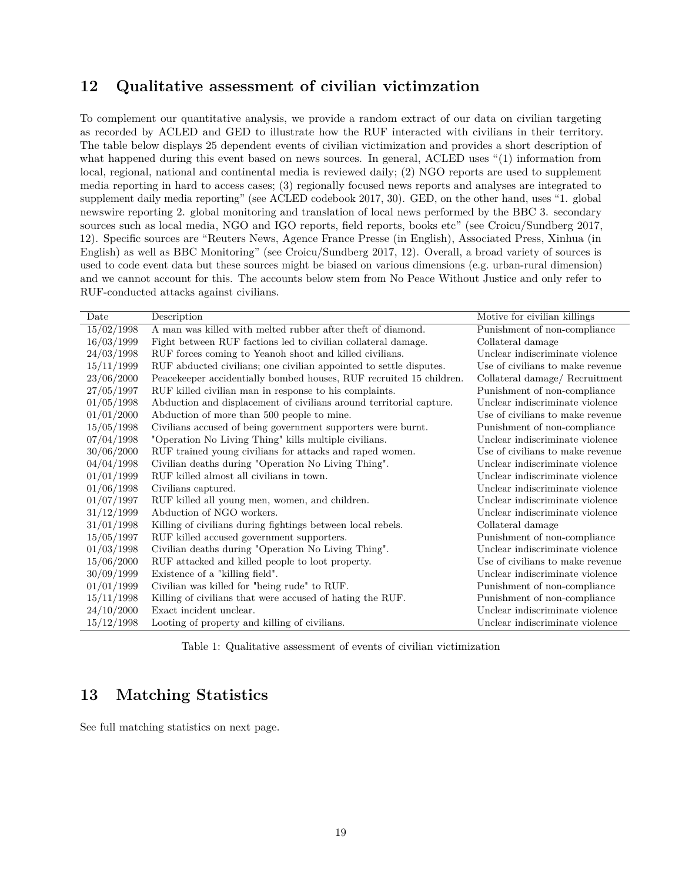## 12 Qualitative assessment of civilian victimzation

To complement our quantitative analysis, we provide a random extract of our data on civilian targeting as recorded by ACLED and GED to illustrate how the RUF interacted with civilians in their territory. The table below displays 25 dependent events of civilian victimization and provides a short description of what happened during this event based on news sources. In general, ACLED uses "(1) information from local, regional, national and continental media is reviewed daily; (2) NGO reports are used to supplement media reporting in hard to access cases; (3) regionally focused news reports and analyses are integrated to supplement daily media reporting" (see ACLED codebook 2017, 30). GED, on the other hand, uses "1. global newswire reporting 2. global monitoring and translation of local news performed by the BBC 3. secondary sources such as local media, NGO and IGO reports, field reports, books etc" (see Croicu/Sundberg 2017, 12). Specific sources are "Reuters News, Agence France Presse (in English), Associated Press, Xinhua (in English) as well as BBC Monitoring" (see Croicu/Sundberg 2017, 12). Overall, a broad variety of sources is used to code event data but these sources might be biased on various dimensions (e.g. urban-rural dimension) and we cannot account for this. The accounts below stem from No Peace Without Justice and only refer to RUF-conducted attacks against civilians.

| Date | Description | Motive for civilian killings |
|---|---|---|
| 15/02/1998 | A man was killed with melted rubber after theft of diamond. | Punishment of non-compliance |
| 16/03/1999 | Fight between RUF factions led to civilian collateral damage. | Collateral damage |
| 24/03/1998 | RUF forces coming to Yeanoh shoot and killed civilians. | Unclear indiscriminate violence |
| 15/11/1999 | RUF abducted civilians; one civilian appointed to settle disputes. | Use of civilians to make revenue |
| 23/06/2000 | Peacekeeper accidentially bombed houses, RUF recruited 15 children. | Collateral damage/ Recruitment |
| 27/05/1997 | RUF killed civilian man in response to his complaints. | Punishment of non-compliance |
| 01/05/1998 | Abduction and displacement of civilians around territorial capture. | Unclear indiscriminate violence |
| 01/01/2000 | Abduction of more than 500 people to mine. | Use of civilians to make revenue |
| 15/05/1998 | Civilians accused of being government supporters were burnt. | Punishment of non-compliance |
| 07/04/1998 | "Operation No Living Thing" kills multiple civilians. | Unclear indiscriminate violence |
| 30/06/2000 | RUF trained young civilians for attacks and raped women. | Use of civilians to make revenue |
| 04/04/1998 | Civilian deaths during "Operation No Living Thing". | Unclear indiscriminate violence |
| 01/01/1999 | RUF killed almost all civilians in town. | Unclear indiscriminate violence |
| 01/06/1998 | Civilians captured. | Unclear indiscriminate violence |
| 01/07/1997 | RUF killed all young men, women, and children. | Unclear indiscriminate violence |
| 31/12/1999 | Abduction of NGO workers. | Unclear indiscriminate violence |
| 31/01/1998 | Killing of civilians during fightings between local rebels. | Collateral damage |
| 15/05/1997 | RUF killed accused government supporters. | Punishment of non-compliance |
| 01/03/1998 | Civilian deaths during "Operation No Living Thing". | Unclear indiscriminate violence |
| 15/06/2000 | RUF attacked and killed people to loot property. | Use of civilians to make revenue |
| 30/09/1999 | Existence of a "killing field". | Unclear indiscriminate violence |
| 01/01/1999 | Civilian was killed for "being rude" to RUF. | Punishment of non-compliance |
| 15/11/1998 | Killing of civilians that were accused of hating the RUF. | Punishment of non-compliance |
| 24/10/2000 | Exact incident unclear. | Unclear indiscriminate violence |
| 15/12/1998 | Looting of property and killing of civilians. | Unclear indiscriminate violence |

Table 1: Qualitative assessment of events of civilian victimization

## 13 Matching Statistics

See full matching statistics on next page.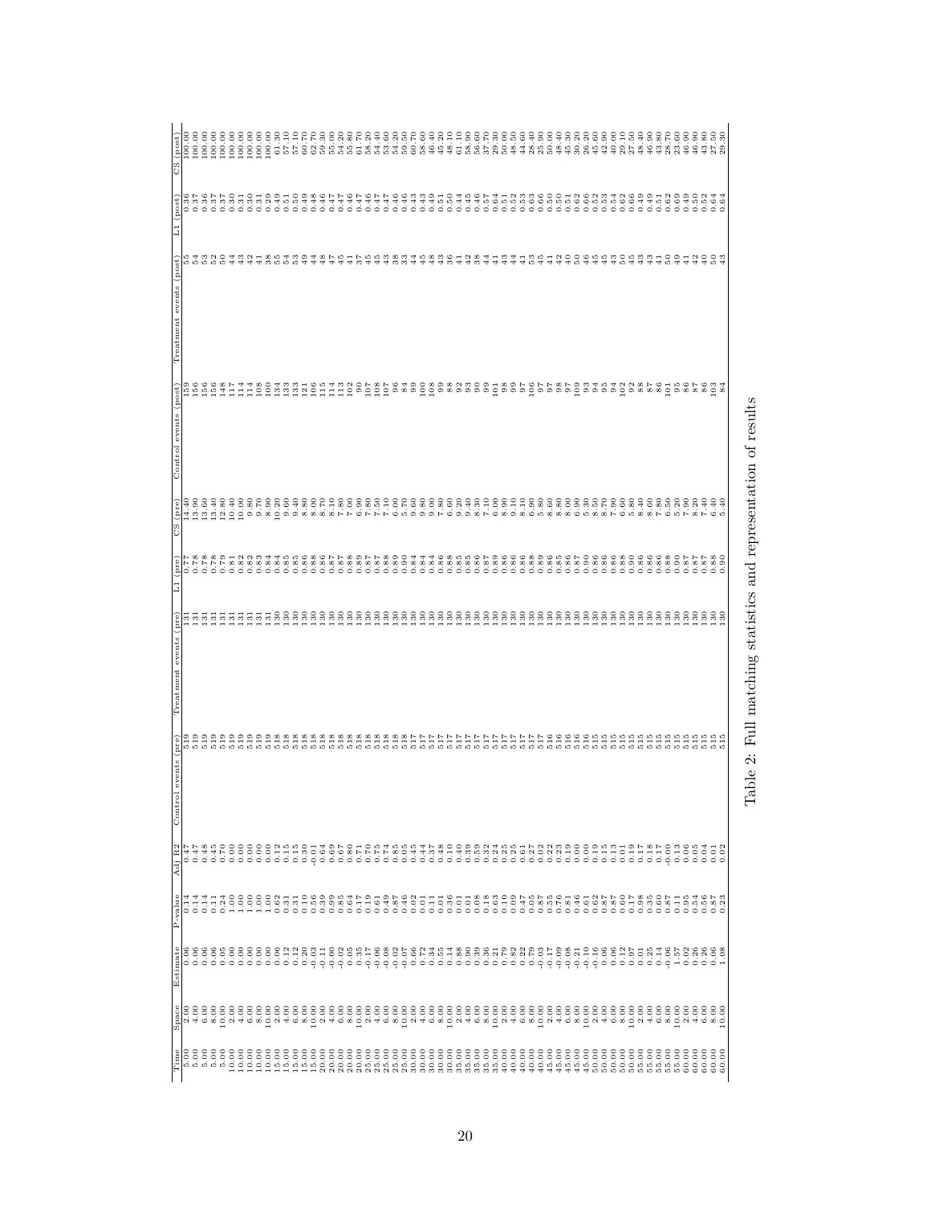| Time | Space | Estimate | P-value | Adj R2 | Control events (pre) | Treatment events (pre) | L1 (pre) | CS (pre) | Control events (post) | Treatment events (post) | L1 (post) | CS (post) |
|---|---|---|---|---|---|---|---|---|---|---|---|---|
| 5.00 | 2.00 | 0.06 | 0.14 | 0.47 | 519 | 131 | 0.77 | 14.40 | 159 | 55 | 0.36 | 100.00 |
| 5.00 | 4.00 | 0.06 | 0.14 | 0.47 | 519 | 131 | 0.78 | 13.90 | 156 | 54 | 0.37 | 100.00 |
| 5.00 | 6.00 | 0.06 | 0.14 | 0.48 | 519 | 131 | 0.78 | 13.60 | 156 | 53 | 0.36 | 100.00 |
| 5.00 | 8.00 | 0.06 | 0.11 | 0.45 | 519 | 131 | 0.78 | 13.40 | 156 | 52 | 0.37 | 100.00 |
| 5.00 | 10.00 | 0.05 | 0.24 | 0.70 | 519 | 131 | 0.79 | 12.80 | 148 | 50 | 0.37 | 100.00 |
| 10.00 | 2.00 | 0.00 | 1.00 | 0.00 | 519 | 131 | 0.81 | 10.40 | 117 | 44 | 0.30 | 100.00 |
| 10.00 | 4.00 | 0.00 | 1.00 | 0.00 | 519 | 131 | 0.82 | 10.00 | 114 | 43 | 0.31 | 100.00 |
| 10.00 | 6.00 | 0.00 | 1.00 | 0.00 | 519 | 131 | 0.82 | 9.80 | 114 | 42 | 0.30 | 100.00 |
| 10.00 | 8.00 | 0.00 | 1.00 | 0.00 | 519 | 131 | 0.83 | 9.70 | 108 | 41 | 0.31 | 100.00 |
| 10.00 | 10.00 | 0.00 | 1.00 | 0.00 | 519 | 131 | 0.84 | 8.90 | 100 | 38 | 0.29 | 100.00 |
| 15.00 | 2.00 | 0.06 | 0.62 | 0.12 | 518 | 130 | 0.84 | 10.20 | 134 | 55 | 0.49 | 61.30 |
| 15.00 | 4.00 | 0.12 | 0.31 | 0.15 | 518 | 130 | 0.85 | 9.60 | 133 | 54 | 0.51 | 57.10 |
| 15.00 | 6.00 | 0.12 | 0.31 | 0.15 | 518 | 130 | 0.85 | 9.40 | 133 | 53 | 0.50 | 57.10 |
| 15.00 | 8.00 | 0.20 | 0.10 | 0.30 | 518 | 130 | 0.86 | 8.80 | 121 | 49 | 0.49 | 60.70 |
| 15.00 | 10.00 | -0.03 | 0.56 | -0.01 | 518 | 130 | 0.86 | 8.00 | 106 | 44 | 0.48 | 62.70 |
| 20.00 | 2.00 | -0.11 | 0.39 | 0.64 | 518 | 130 | 0.86 | 8.70 | 115 | 48 | 0.46 | 59.30 |
| 20.00 | 4.00 | -0.00 | 0.99 | 0.69 | 518 | 130 | 0.87 | 8.10 | 114 | 47 | 0.47 | 55.00 |
| 20.00 | 6.00 | -0.02 | 0.85 | 0.67 | 518 | 130 | 0.87 | 7.80 | 113 | 45 | 0.47 | 54.20 |
| 20.00 | 8.00 | 0.05 | 0.64 | 0.80 | 518 | 130 | 0.88 | 7.00 | 102 | 41 | 0.46 | 55.80 |
| 20.00 | 10.00 | 0.35 | 0.17 | 0.71 | 518 | 130 | 0.89 | 6.90 | 90 | 37 | 0.47 | 61.70 |
| 25.00 | 2.00 | -0.17 | 0.19 | 0.70 | 518 | 130 | 0.87 | 7.80 | 107 | 45 | 0.46 | 58.20 |
| 25.00 | 4.00 | -0.06 | 0.61 | 0.75 | 518 | 130 | 0.87 | 7.50 | 108 | 45 | 0.47 | 54.40 |
| 25.00 | 6.00 | -0.08 | 0.49 | 0.74 | 518 | 130 | 0.88 | 7.10 | 107 | 43 | 0.47 | 53.60 |
| 25.00 | 8.00 | -0.02 | 0.87 | 0.85 | 518 | 130 | 0.89 | 6.00 | 96 | 38 | 0.46 | 54.20 |
| 25.00 | 10.00 | -0.07 | 0.46 | 0.05 | 518 | 130 | 0.90 | 5.70 | 84 | 33 | 0.46 | 59.50 |
| 30.00 | 2.00 | 0.66 | 0.02 | 0.45 | 517 | 130 | 0.84 | 9.60 | 99 | 44 | 0.43 | 60.70 |
| 30.00 | 4.00 | 0.72 | 0.01 | 0.44 | 517 | 130 | 0.84 | 9.80 | 100 | 45 | 0.43 | 58.60 |
| 30.00 | 6.00 | 0.34 | 0.11 | 0.37 | 517 | 130 | 0.84 | 9.00 | 108 | 48 | 0.49 | 46.40 |
| 30.00 | 8.00 | 0.55 | 0.01 | 0.48 | 517 | 130 | 0.86 | 7.80 | 99 | 43 | 0.51 | 45.20 |
| 30.00 | 10.00 | 0.14 | 0.36 | 0.10 | 517 | 130 | 0.88 | 6.60 | 88 | 36 | 0.50 | 48.10 |
| 35.00 | 2.00 | 0.88 | 0.01 | 0.40 | 517 | 130 | 0.85 | 9.20 | 92 | 41 | 0.44 | 61.10 |
| 35.00 | 4.00 | 0.90 | 0.01 | 0.39 | 517 | 130 | 0.85 | 9.40 | 93 | 42 | 0.45 | 58.90 |
| 35.00 | 6.00 | 0.39 | 0.08 | 0.59 | 517 | 130 | 0.86 | 8.30 | 90 | 38 | 0.46 | 56.60 |
| 35.00 | 8.00 | 0.36 | 0.18 | 0.32 | 517 | 130 | 0.87 | 7.10 | 99 | 44 | 0.57 | 37.70 |
| 35.00 | 10.00 | 0.21 | 0.63 | 0.24 | 517 | 130 | 0.89 | 6.00 | 101 | 41 | 0.64 | 29.30 |
| 40.00 | 2.00 | 0.79 | 0.10 | 0.25 | 517 | 130 | 0.86 | 8.90 | 98 | 43 | 0.51 | 50.00 |
| 40.00 | 4.00 | 0.82 | 0.09 | 0.25 | 517 | 130 | 0.86 | 9.10 | 99 | 44 | 0.52 | 48.50 |
| 40.00 | 6.00 | 0.22 | 0.47 | 0.61 | 517 | 130 | 0.86 | 8.10 | 97 | 41 | 0.53 | 44.60 |
| 40.00 | 8.00 | 0.79 | 0.05 | 0.27 | 517 | 130 | 0.88 | 6.90 | 106 | 53 | 0.63 | 28.40 |
| 40.00 | 10.00 | -0.03 | 0.87 | 0.02 | 517 | 130 | 0.89 | 5.80 | 97 | 45 | 0.66 | 25.90 |
| 45.00 | 2.00 | -0.17 | 0.55 | 0.22 | 516 | 130 | 0.86 | 8.60 | 97 | 41 | 0.50 | 50.00 |
| 45.00 | 4.00 | -0.09 | 0.76 | 0.23 | 516 | 130 | 0.85 | 8.80 | 98 | 42 | 0.50 | 48.40 |
| 45.00 | 6.00 | -0.08 | 0.81 | 0.19 | 516 | 130 | 0.86 | 8.00 | 97 | 40 | 0.51 | 45.30 |
| 45.00 | 8.00 | -0.21 | 0.46 | 0.00 | 516 | 130 | 0.87 | 6.90 | 109 | 50 | 0.62 | 30.20 |
| 45.00 | 10.00 | -0.10 | 0.61 | 0.00 | 516 | 130 | 0.90 | 5.30 | 93 | 46 | 0.66 | 26.20 |
| 50.00 | 2.00 | -0.16 | 0.62 | 0.19 | 515 | 130 | 0.86 | 8.50 | 94 | 45 | 0.52 | 45.60 |
| 50.00 | 4.00 | 0.06 | 0.87 | 0.15 | 515 | 130 | 0.86 | 8.70 | 95 | 45 | 0.53 | 42.90 |
| 50.00 | 6.00 | 0.06 | 0.87 | 0.13 | 515 | 130 | 0.86 | 7.90 | 94 | 43 | 0.54 | 40.00 |
| 50.00 | 8.00 | 0.12 | 0.60 | 0.01 | 515 | 130 | 0.88 | 6.60 | 102 | 50 | 0.62 | 29.10 |
| 50.00 | 10.00 | 0.97 | 0.17 | 0.19 | 515 | 130 | 0.88 | 5.80 | 92 | 45 | 0.66 | 27.50 |
| 55.00 | 2.00 | 0.01 | 0.98 | 0.17 | 515 | 130 | 0.90 | 8.40 | 88 | 43 | 0.49 | 48.40 |
| 55.00 | 4.00 | 0.25 | 0.35 | 0.18 | 515 | 130 | 0.86 | 8.60 | 87 | 43 | 0.49 | 46.90 |
| 55.00 | 6.00 | 0.14 | 0.60 | 0.17 | 515 | 130 | 0.86 | 7.80 | 86 | 41 | 0.51 | 43.80 |
| 55.00 | 8.00 | -0.06 | 0.87 | -0.00 | 515 | 130 | 0.86 | 6.50 | 101 | 50 | 0.62 | 28.70 |
| 55.00 | 10.00 | 1.57 | 0.11 | 0.13 | 515 | 130 | 0.88 | 5.20 | 95 | 49 | 0.69 | 23.60 |
| 60.00 | 2.00 | 0.02 | 0.95 | 0.06 | 515 | 130 | 0.90 | 7.90 | 86 | 41 | 0.49 | 46.90 |
| 60.00 | 4.00 | 0.26 | 0.54 | 0.05 | 515 | 130 | 0.87 | 8.20 | 87 | 42 | 0.50 | 46.90 |
| 60.00 | 6.00 | 0.26 | 0.56 | 0.04 | 515 | 130 | 0.87 | 7.40 | 86 | 40 | 0.52 | 43.80 |
| 60.00 | 8.00 | 0.06 | 0.87 | 0.01 | 515 | 130 | 0.88 | 6.40 | 103 | 50 | 0.64 | 27.50 |
| 60.00 | 10.00 | 1.08 | 0.23 | 0.02 | 515 | 130 | 0.90 | 5.40 | 84 | 43 | 0.64 | 29.30 |

Table 2: Full matching statistics and representation of results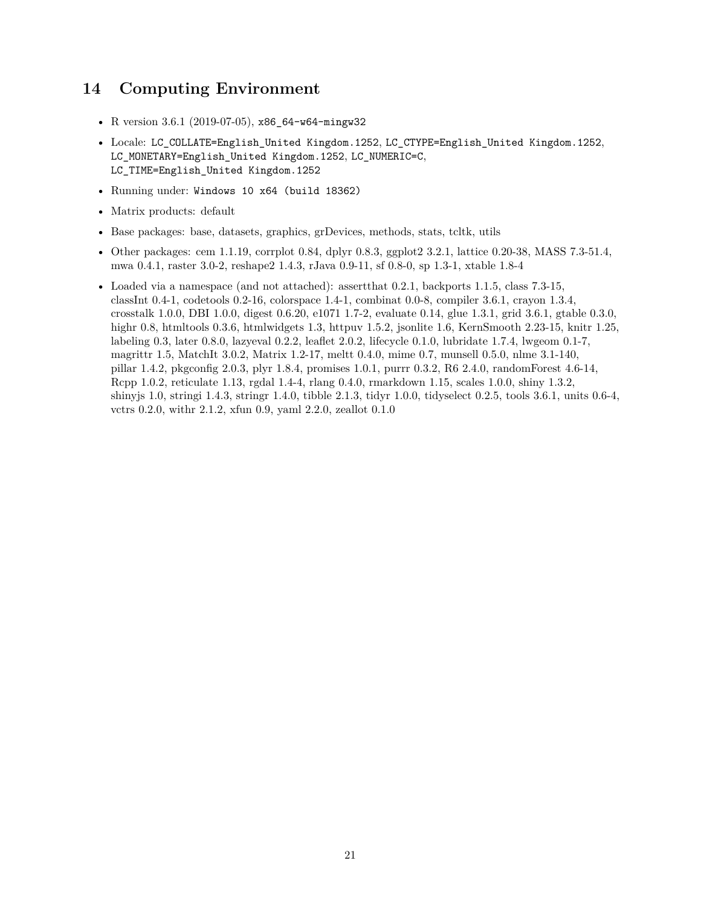## 14 Computing Environment

- R version 3.6.1 (2019-07-05), `x86_64-w64-mingw32`
- Locale: `LC_COLLATE=English_United Kingdom.1252`, `LC_CTYPE=English_United Kingdom.1252`, `LC_MONETARY=English_United Kingdom.1252`, `LC_NUMERIC=C`, `LC_TIME=English_United Kingdom.1252`
- Running under: `Windows 10 x64 (build 18362)`
- Matrix products: default
- Base packages: base, datasets, graphics, grDevices, methods, stats, tcltk, utils
- Other packages: cem 1.1.19, corrplot 0.84, dplyr 0.8.3, ggplot2 3.2.1, lattice 0.20-38, MASS 7.3-51.4, mwa 0.4.1, raster 3.0-2, reshape2 1.4.3, rJava 0.9-11, sf 0.8-0, sp 1.3-1, xtable 1.8-4
- Loaded via a namespace (and not attached): assertthat 0.2.1, backports 1.1.5, class 7.3-15, classInt 0.4-1, codetools 0.2-16, colorspace 1.4-1, combinat 0.0-8, compiler 3.6.1, crayon 1.3.4, crosstalk 1.0.0, DBI 1.0.0, digest 0.6.20, e1071 1.7-2, evaluate 0.14, glue 1.3.1, grid 3.6.1, gtable 0.3.0, highr 0.8, htmltools 0.3.6, htmlwidgets 1.3, httpuv 1.5.2, jsonlite 1.6, KernSmooth 2.23-15, knitr 1.25, labeling 0.3, later 0.8.0, lazyeval 0.2.2, leaflet 2.0.2, lifecycle 0.1.0, lubridate 1.7.4, lwgeom 0.1-7, magrittr 1.5, MatchIt 3.0.2, Matrix 1.2-17, meltt 0.4.0, mime 0.7, munsell 0.5.0, nlme 3.1-140, pillar 1.4.2, pkgconfig 2.0.3, plyr 1.8.4, promises 1.0.1, purrr 0.3.2, R6 2.4.0, randomForest 4.6-14, Rcpp 1.0.2, reticulate 1.13, rgdal 1.4-4, rlang 0.4.0, rmarkdown 1.15, scales 1.0.0, shiny 1.3.2, shinyjs 1.0, stringi 1.4.3, stringr 1.4.0, tibble 2.1.3, tidyr 1.0.0, tidyselect 0.2.5, tools 3.6.1, units 0.6-4, vctrs 0.2.0, withr 2.1.2, xfun 0.9, yaml 2.2.0, zeallot 0.1.0